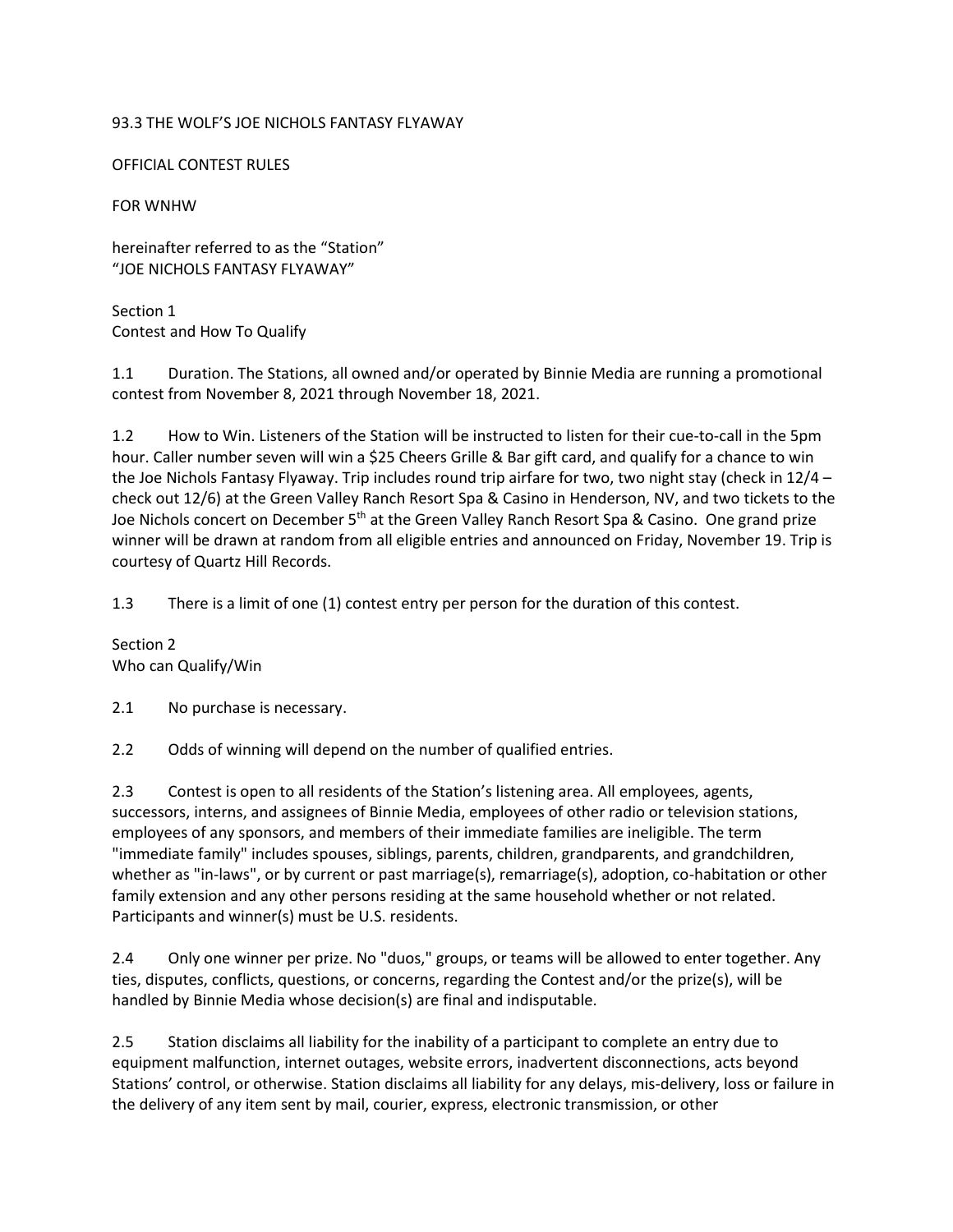93.3 THE WOLF'S JOE NICHOLS FANTASY FLYAWAY

OFFICIAL CONTEST RULES

FOR WNHW

hereinafter referred to as the "Station"
"JOE NICHOLS FANTASY FLYAWAY"

Section 1
Contest and How To Qualify

1.1 Duration. The Stations, all owned and/or operated by Binnie Media are running a promotional contest from November 8, 2021 through November 18, 2021.

1.2 How to Win. Listeners of the Station will be instructed to listen for their cue-to-call in the 5pm hour. Caller number seven will win a $25 Cheers Grille & Bar gift card, and qualify for a chance to win the Joe Nichols Fantasy Flyaway. Trip includes round trip airfare for two, two night stay (check in 12/4 – check out 12/6) at the Green Valley Ranch Resort Spa & Casino in Henderson, NV, and two tickets to the Joe Nichols concert on December 5th at the Green Valley Ranch Resort Spa & Casino. One grand prize winner will be drawn at random from all eligible entries and announced on Friday, November 19. Trip is courtesy of Quartz Hill Records.

1.3 There is a limit of one (1) contest entry per person for the duration of this contest.

Section 2
Who can Qualify/Win

2.1 No purchase is necessary.

2.2 Odds of winning will depend on the number of qualified entries.

2.3 Contest is open to all residents of the Station's listening area. All employees, agents, successors, interns, and assignees of Binnie Media, employees of other radio or television stations, employees of any sponsors, and members of their immediate families are ineligible. The term "immediate family" includes spouses, siblings, parents, children, grandparents, and grandchildren, whether as "in-laws", or by current or past marriage(s), remarriage(s), adoption, co-habitation or other family extension and any other persons residing at the same household whether or not related. Participants and winner(s) must be U.S. residents.

2.4 Only one winner per prize. No "duos," groups, or teams will be allowed to enter together. Any ties, disputes, conflicts, questions, or concerns, regarding the Contest and/or the prize(s), will be handled by Binnie Media whose decision(s) are final and indisputable.

2.5 Station disclaims all liability for the inability of a participant to complete an entry due to equipment malfunction, internet outages, website errors, inadvertent disconnections, acts beyond Stations' control, or otherwise. Station disclaims all liability for any delays, mis-delivery, loss or failure in the delivery of any item sent by mail, courier, express, electronic transmission, or other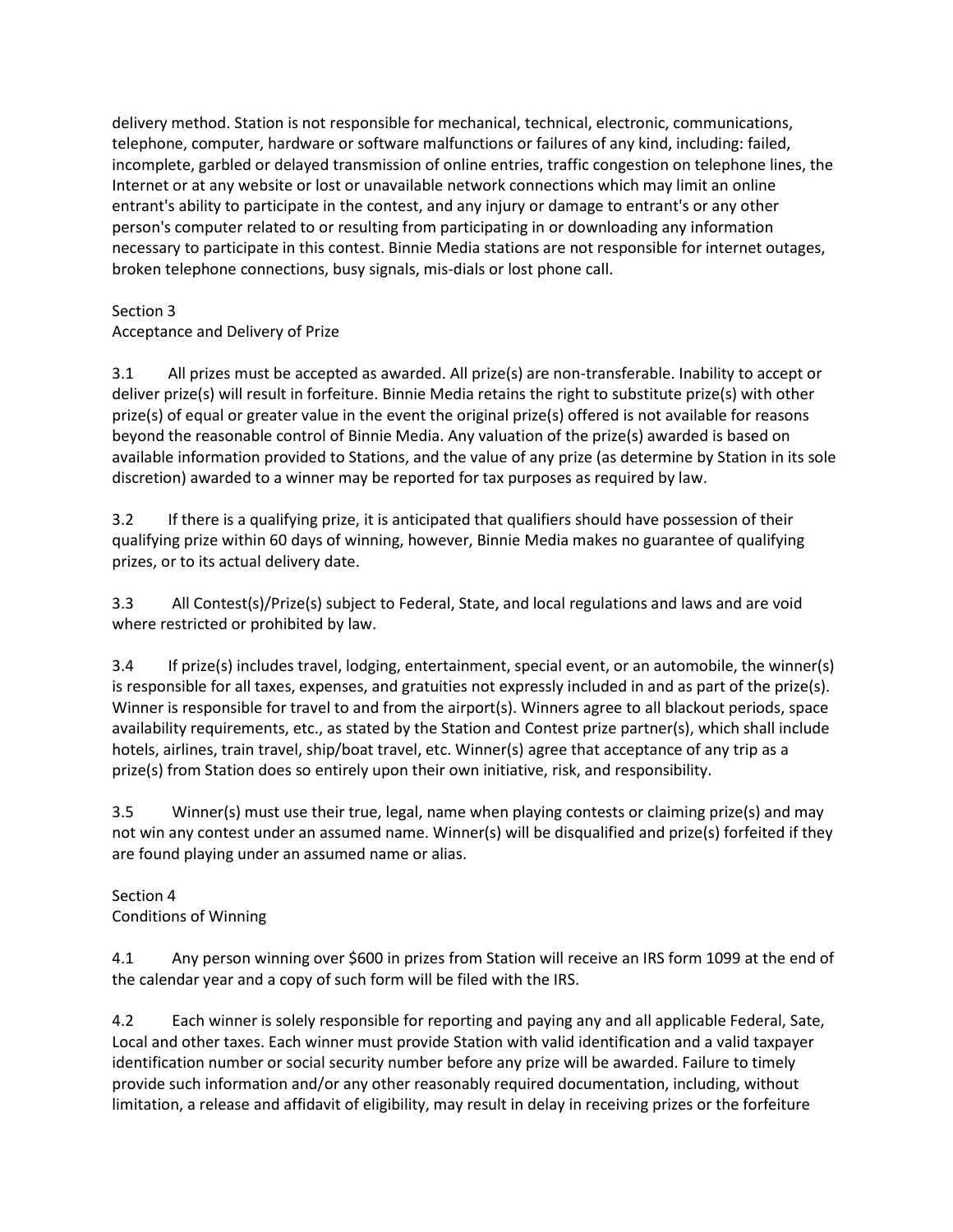delivery method. Station is not responsible for mechanical, technical, electronic, communications, telephone, computer, hardware or software malfunctions or failures of any kind, including: failed, incomplete, garbled or delayed transmission of online entries, traffic congestion on telephone lines, the Internet or at any website or lost or unavailable network connections which may limit an online entrant's ability to participate in the contest, and any injury or damage to entrant's or any other person's computer related to or resulting from participating in or downloading any information necessary to participate in this contest. Binnie Media stations are not responsible for internet outages, broken telephone connections, busy signals, mis-dials or lost phone call.

## Section 3
## Acceptance and Delivery of Prize

3.1 All prizes must be accepted as awarded. All prize(s) are non-transferable. Inability to accept or deliver prize(s) will result in forfeiture. Binnie Media retains the right to substitute prize(s) with other prize(s) of equal or greater value in the event the original prize(s) offered is not available for reasons beyond the reasonable control of Binnie Media. Any valuation of the prize(s) awarded is based on available information provided to Stations, and the value of any prize (as determine by Station in its sole discretion) awarded to a winner may be reported for tax purposes as required by law.

3.2 If there is a qualifying prize, it is anticipated that qualifiers should have possession of their qualifying prize within 60 days of winning, however, Binnie Media makes no guarantee of qualifying prizes, or to its actual delivery date.

3.3 All Contest(s)/Prize(s) subject to Federal, State, and local regulations and laws and are void where restricted or prohibited by law.

3.4 If prize(s) includes travel, lodging, entertainment, special event, or an automobile, the winner(s) is responsible for all taxes, expenses, and gratuities not expressly included in and as part of the prize(s). Winner is responsible for travel to and from the airport(s). Winners agree to all blackout periods, space availability requirements, etc., as stated by the Station and Contest prize partner(s), which shall include hotels, airlines, train travel, ship/boat travel, etc. Winner(s) agree that acceptance of any trip as a prize(s) from Station does so entirely upon their own initiative, risk, and responsibility.

3.5 Winner(s) must use their true, legal, name when playing contests or claiming prize(s) and may not win any contest under an assumed name. Winner(s) will be disqualified and prize(s) forfeited if they are found playing under an assumed name or alias.

## Section 4
## Conditions of Winning

4.1 Any person winning over $600 in prizes from Station will receive an IRS form 1099 at the end of the calendar year and a copy of such form will be filed with the IRS.

4.2 Each winner is solely responsible for reporting and paying any and all applicable Federal, Sate, Local and other taxes. Each winner must provide Station with valid identification and a valid taxpayer identification number or social security number before any prize will be awarded. Failure to timely provide such information and/or any other reasonably required documentation, including, without limitation, a release and affidavit of eligibility, may result in delay in receiving prizes or the forfeiture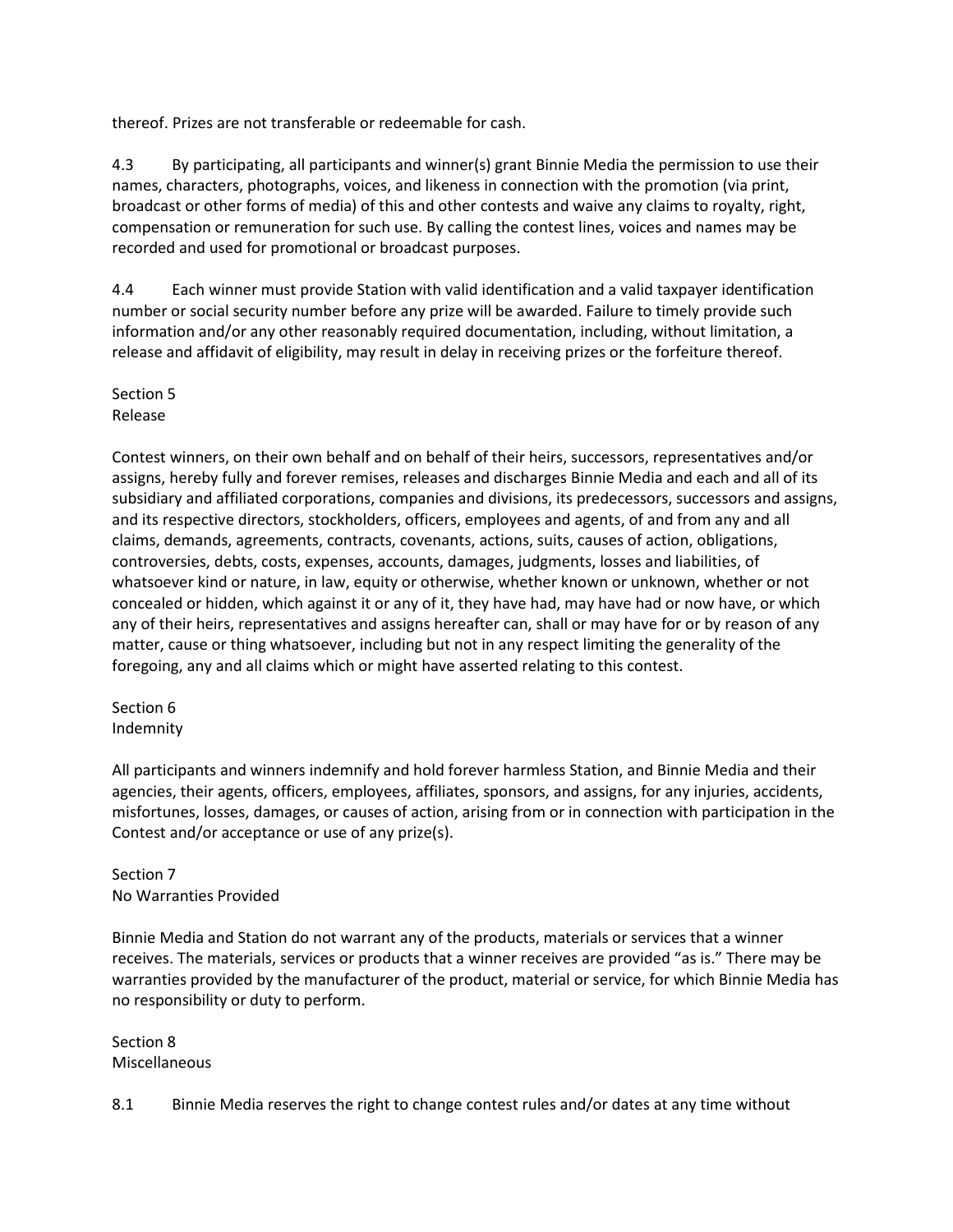thereof. Prizes are not transferable or redeemable for cash.

4.3 By participating, all participants and winner(s) grant Binnie Media the permission to use their names, characters, photographs, voices, and likeness in connection with the promotion (via print, broadcast or other forms of media) of this and other contests and waive any claims to royalty, right, compensation or remuneration for such use. By calling the contest lines, voices and names may be recorded and used for promotional or broadcast purposes.

4.4 Each winner must provide Station with valid identification and a valid taxpayer identification number or social security number before any prize will be awarded. Failure to timely provide such information and/or any other reasonably required documentation, including, without limitation, a release and affidavit of eligibility, may result in delay in receiving prizes or the forfeiture thereof.

## Section 5
## Release

Contest winners, on their own behalf and on behalf of their heirs, successors, representatives and/or assigns, hereby fully and forever remises, releases and discharges Binnie Media and each and all of its subsidiary and affiliated corporations, companies and divisions, its predecessors, successors and assigns, and its respective directors, stockholders, officers, employees and agents, of and from any and all claims, demands, agreements, contracts, covenants, actions, suits, causes of action, obligations, controversies, debts, costs, expenses, accounts, damages, judgments, losses and liabilities, of whatsoever kind or nature, in law, equity or otherwise, whether known or unknown, whether or not concealed or hidden, which against it or any of it, they have had, may have had or now have, or which any of their heirs, representatives and assigns hereafter can, shall or may have for or by reason of any matter, cause or thing whatsoever, including but not in any respect limiting the generality of the foregoing, any and all claims which or might have asserted relating to this contest.

## Section 6
## Indemnity

All participants and winners indemnify and hold forever harmless Station, and Binnie Media and their agencies, their agents, officers, employees, affiliates, sponsors, and assigns, for any injuries, accidents, misfortunes, losses, damages, or causes of action, arising from or in connection with participation in the Contest and/or acceptance or use of any prize(s).

## Section 7
## No Warranties Provided

Binnie Media and Station do not warrant any of the products, materials or services that a winner receives. The materials, services or products that a winner receives are provided "as is." There may be warranties provided by the manufacturer of the product, material or service, for which Binnie Media has no responsibility or duty to perform.

## Section 8
## Miscellaneous

8.1 Binnie Media reserves the right to change contest rules and/or dates at any time without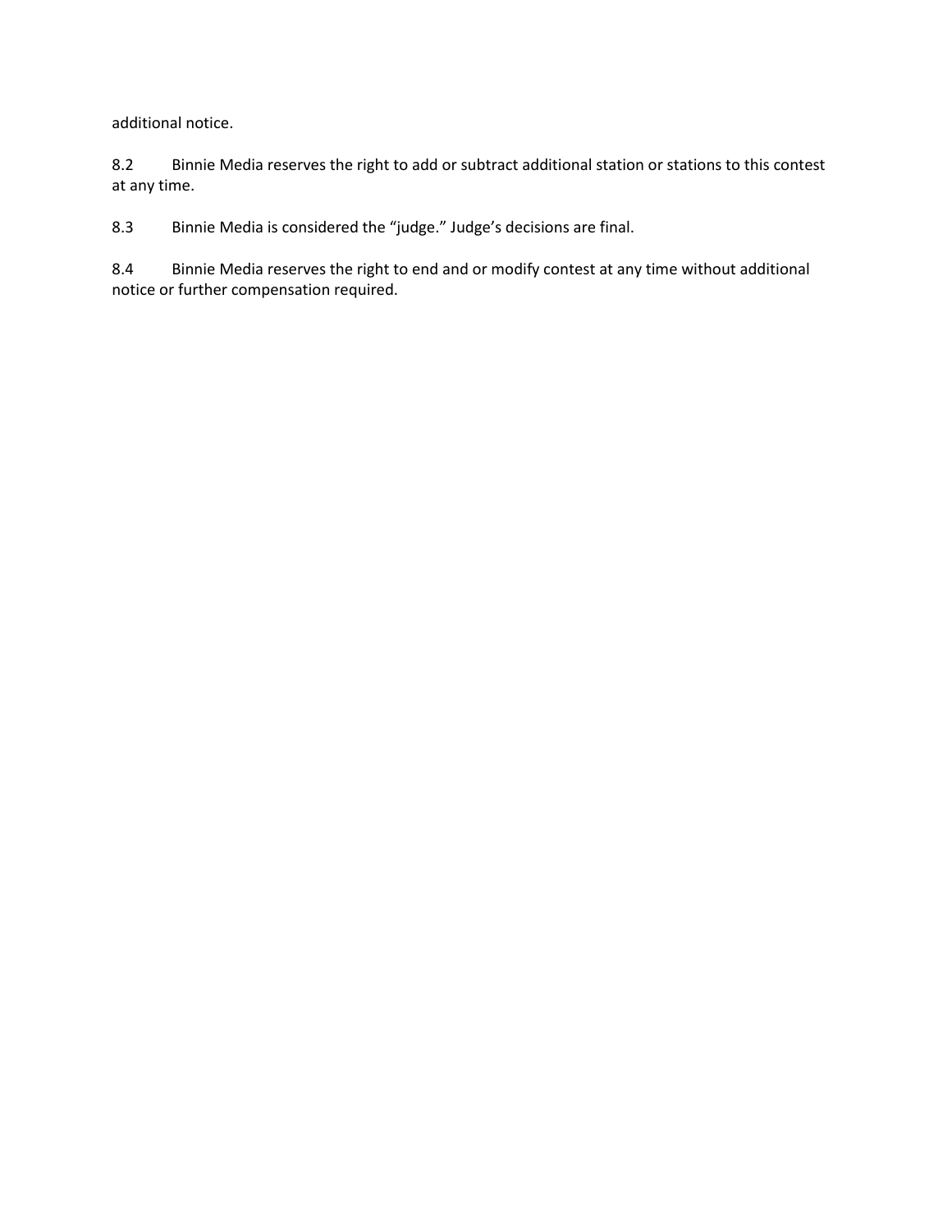additional notice.

8.2 Binnie Media reserves the right to add or subtract additional station or stations to this contest at any time.

8.3 Binnie Media is considered the “judge.” Judge’s decisions are final.

8.4 Binnie Media reserves the right to end and or modify contest at any time without additional notice or further compensation required.